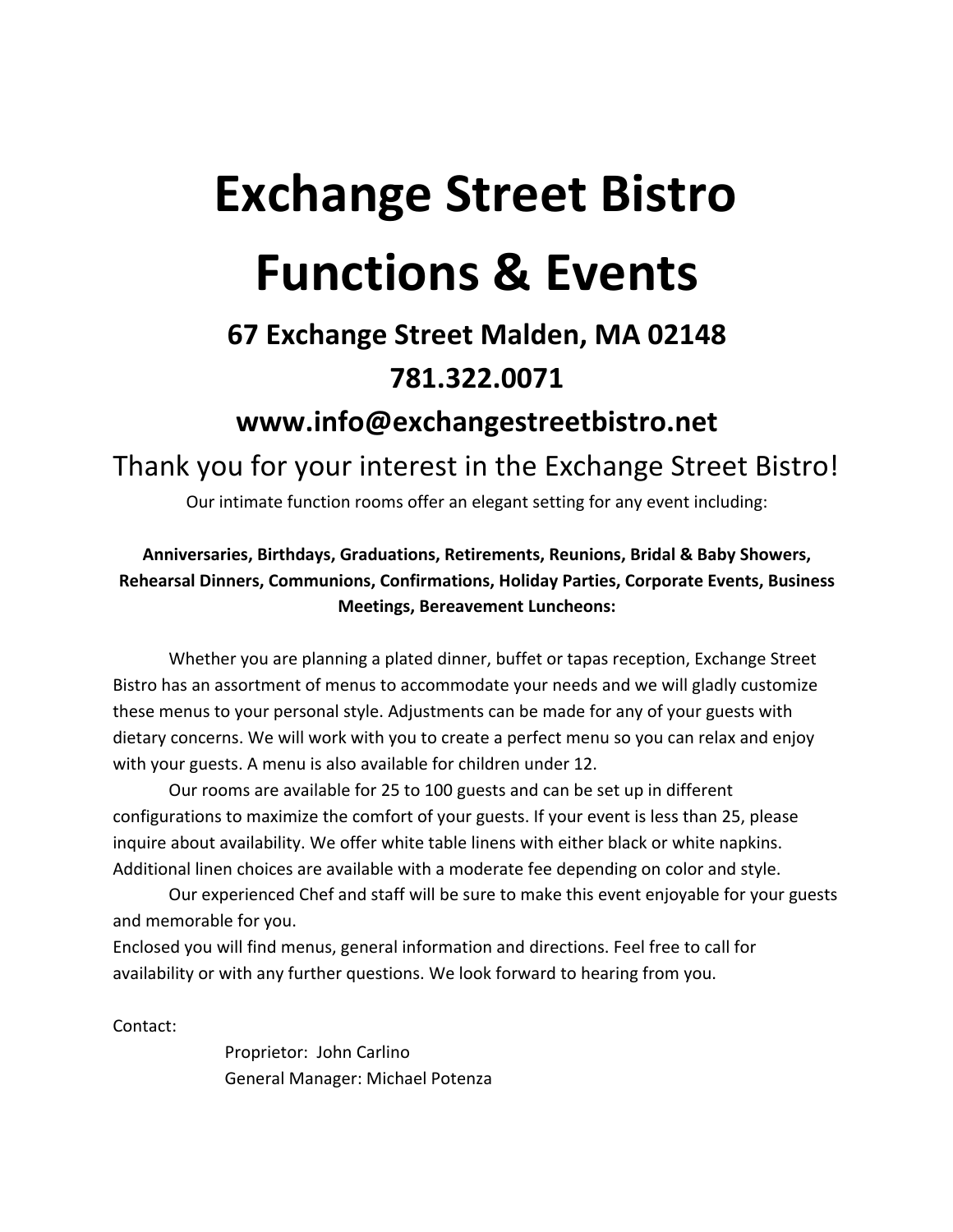# Exchange Street Bistro

# Functions & Events

## 67 Exchange Street Malden, MA 02148

## 781.322.0071

## www.info@exchangestreetbistro.net

### Thank you for your interest in the Exchange Street Bistro!

Our intimate function rooms offer an elegant setting for any event including:

**Anniversaries, Birthdays, Graduations, Retirements, Reunions, Bridal & Baby Showers, Rehearsal Dinners, Communions, Confirmations, Holiday Parties, Corporate Events, Business Meetings, Bereavement Luncheons:**

Whether you are planning a plated dinner, buffet or tapas reception, Exchange Street Bistro has an assortment of menus to accommodate your needs and we will gladly customize these menus to your personal style. Adjustments can be made for any of your guests with dietary concerns. We will work with you to create a perfect menu so you can relax and enjoy with your guests. A menu is also available for children under 12.

Our rooms are available for 25 to 100 guests and can be set up in different configurations to maximize the comfort of your guests. If your event is less than 25, please inquire about availability. We offer white table linens with either black or white napkins. Additional linen choices are available with a moderate fee depending on color and style.

Our experienced Chef and staff will be sure to make this event enjoyable for your guests and memorable for you.

Enclosed you will find menus, general information and directions. Feel free to call for availability or with any further questions. We look forward to hearing from you.

Contact:

Proprietor: John Carlino
General Manager: Michael Potenza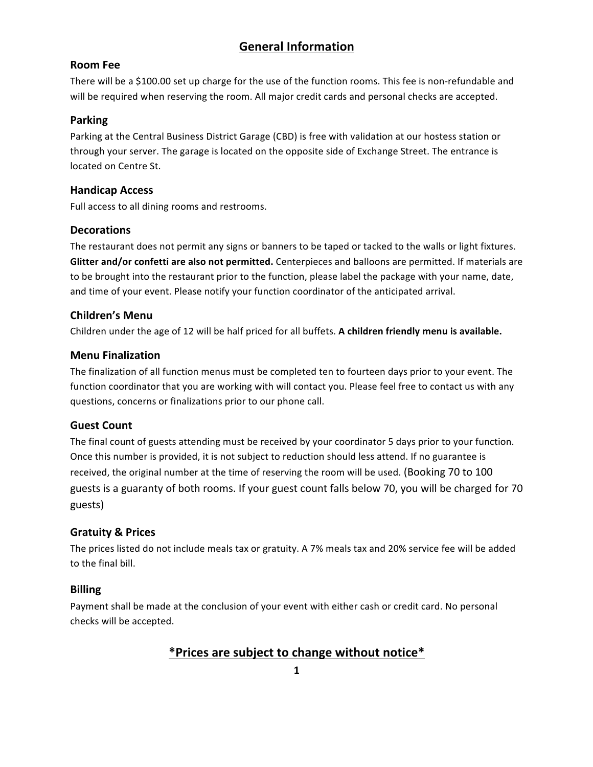# General Information

### Room Fee

There will be a $100.00 set up charge for the use of the function rooms. This fee is non-refundable and will be required when reserving the room. All major credit cards and personal checks are accepted.

### Parking

Parking at the Central Business District Garage (CBD) is free with validation at our hostess station or through your server. The garage is located on the opposite side of Exchange Street. The entrance is located on Centre St.

### Handicap Access

Full access to all dining rooms and restrooms.

### Decorations

The restaurant does not permit any signs or banners to be taped or tacked to the walls or light fixtures. **Glitter and/or confetti are also not permitted.** Centerpieces and balloons are permitted. If materials are to be brought into the restaurant prior to the function, please label the package with your name, date, and time of your event. Please notify your function coordinator of the anticipated arrival.

### Children's Menu

Children under the age of 12 will be half priced for all buffets. **A children friendly menu is available.**

### Menu Finalization

The finalization of all function menus must be completed ten to fourteen days prior to your event. The function coordinator that you are working with will contact you. Please feel free to contact us with any questions, concerns or finalizations prior to our phone call.

### Guest Count

The final count of guests attending must be received by your coordinator 5 days prior to your function. Once this number is provided, it is not subject to reduction should less attend. If no guarantee is received, the original number at the time of reserving the room will be used. (Booking 70 to 100 guests is a guaranty of both rooms. If your guest count falls below 70, you will be charged for 70 guests)

### Gratuity & Prices

The prices listed do not include meals tax or gratuity. A 7% meals tax and 20% service fee will be added to the final bill.

### Billing

Payment shall be made at the conclusion of your event with either cash or credit card. No personal checks will be accepted.

## *Prices are subject to change without notice*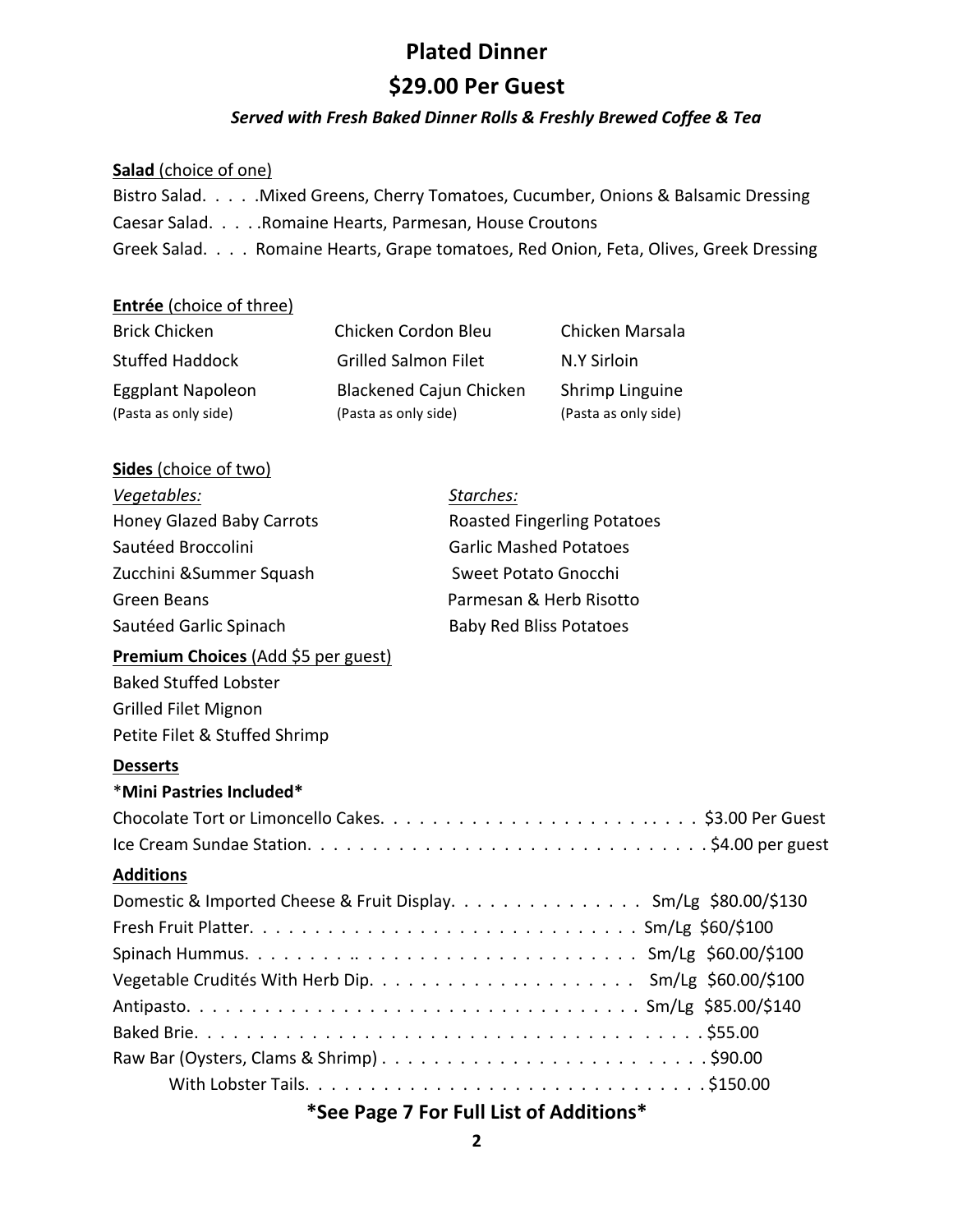# Plated Dinner

## $29.00 Per Guest

***Served with Fresh Baked Dinner Rolls & Freshly Brewed Coffee & Tea***

**Salad** (choice of one)

Bistro Salad. . . . .Mixed Greens, Cherry Tomatoes, Cucumber, Onions & Balsamic Dressing
Caesar Salad. . . . .Romaine Hearts, Parmesan, House Croutons
Greek Salad. . . . Romaine Hearts, Grape tomatoes, Red Onion, Feta, Olives, Greek Dressing

**Entrée** (choice of three)

| | | |
|---|---|---|
| Brick Chicken | Chicken Cordon Bleu | Chicken Marsala |
| Stuffed Haddock | Grilled Salmon Filet | N.Y Sirloin |
| Eggplant Napoleon (Pasta as only side) | Blackened Cajun Chicken (Pasta as only side) | Shrimp Linguine (Pasta as only side) |

**Sides** (choice of two)

| *Vegetables:* | *Starches:* |
|---|---|
| Honey Glazed Baby Carrots | Roasted Fingerling Potatoes |
| Sautéed Broccolini | Garlic Mashed Potatoes |
| Zucchini &Summer Squash | Sweet Potato Gnocchi |
| Green Beans | Parmesan & Herb Risotto |
| Sautéed Garlic Spinach | Baby Red Bliss Potatoes |

**Premium Choices** (Add $5 per guest)

Baked Stuffed Lobster
Grilled Filet Mignon
Petite Filet & Stuffed Shrimp

**Desserts**

***Mini Pastries Included***

Chocolate Tort or Limoncello Cakes. . . . . . . . . . . . . . . . . . . . . . . . . $3.00 Per Guest
Ice Cream Sundae Station. . . . . . . . . . . . . . . . . . . . . . . . . . . . . . $4.00 per guest

**Additions**

Domestic & Imported Cheese & Fruit Display. . . . . . . . . . . . . . . Sm/Lg $80.00/$130
Fresh Fruit Platter. . . . . . . . . . . . . . . . . . . . . . . . . . . . . Sm/Lg $60/$100
Spinach Hummus. . . . . . . . .. . . . . . . . . . . . . . . . . . . . . Sm/Lg $60.00/$100
Vegetable Crudités With Herb Dip. . . . . . . . . . . . . . . . . . . . Sm/Lg $60.00/$100
Antipasto. . . . . . . . . . . . . . . . . . . . . . . . . . . . . . . . . . . Sm/Lg $85.00/$140
Baked Brie. . . . . . . . . . . . . . . . . . . . . . . . . . . . . . . . . . . . . . . $55.00
Raw Bar (Oysters, Clams & Shrimp) . . . . . . . . . . . . . . . . . . . . . . . . $90.00
With Lobster Tails. . . . . . . . . . . . . . . . . . . . . . . . . . . . . . $150.00

**\*See Page 7 For Full List of Additions\***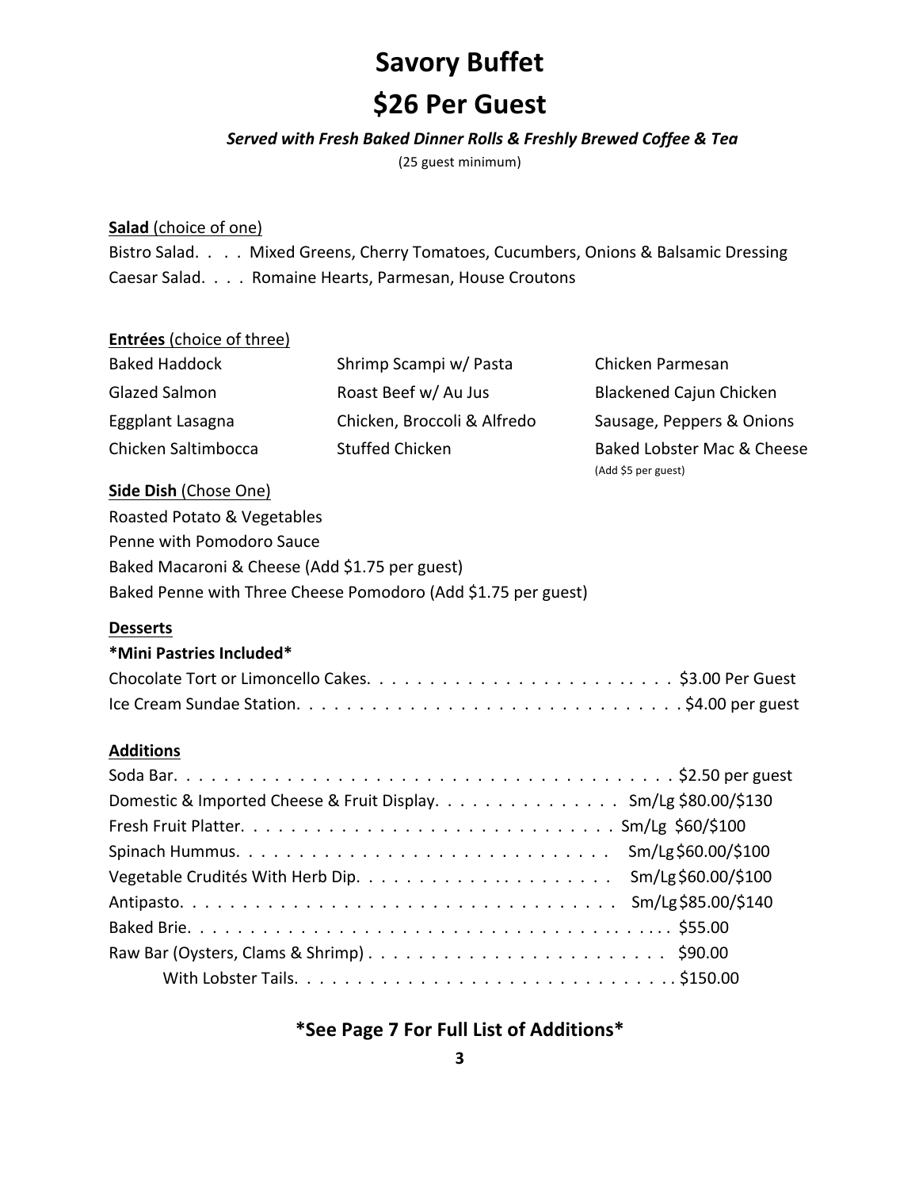# Savory Buffet

# $26 Per Guest

***Served with Fresh Baked Dinner Rolls & Freshly Brewed Coffee & Tea***

(25 guest minimum)

**Salad** (choice of one)

Bistro Salad. . . . Mixed Greens, Cherry Tomatoes, Cucumbers, Onions & Balsamic Dressing
Caesar Salad. . . . Romaine Hearts, Parmesan, House Croutons

**Entrées** (choice of three)

| | | |
|---|---|---|
| Baked Haddock | Shrimp Scampi w/ Pasta | Chicken Parmesan |
| Glazed Salmon | Roast Beef w/ Au Jus | Blackened Cajun Chicken |
| Eggplant Lasagna | Chicken, Broccoli & Alfredo | Sausage, Peppers & Onions |
| Chicken Saltimbocca | Stuffed Chicken | Baked Lobster Mac & Cheese (Add $5 per guest) |

**Side Dish** (Chose One)

Roasted Potato & Vegetables
Penne with Pomodoro Sauce
Baked Macaroni & Cheese (Add $1.75 per guest)
Baked Penne with Three Cheese Pomodoro (Add $1.75 per guest)

**Desserts**

**\*Mini Pastries Included\***

Chocolate Tort or Limoncello Cakes. . . . . . . . . . . . . . . . . . . . . . . . $3.00 Per Guest
Ice Cream Sundae Station. . . . . . . . . . . . . . . . . . . . . . . . . . . . . . $4.00 per guest

**Additions**

Soda Bar. . . . . . . . . . . . . . . . . . . . . . . . . . . . . . . . . . . . . . . $2.50 per guest
Domestic & Imported Cheese & Fruit Display. . . . . . . . . . . . . . . Sm/Lg $80.00/$130
Fresh Fruit Platter. . . . . . . . . . . . . . . . . . . . . . . . . . . . Sm/Lg $60/$100
Spinach Hummus. . . . . . . . . . . . . . . . . . . . . . . . . . . . Sm/Lg $60.00/$100
Vegetable Crudités With Herb Dip. . . . . . . . . . . . . . . . . . . . Sm/Lg $60.00/$100
Antipasto. . . . . . . . . . . . . . . . . . . . . . . . . . . . . . . . . Sm/Lg $85.00/$140
Baked Brie. . . . . . . . . . . . . . . . . . . . . . . . . . . . . . . . . . . . . . $55.00
Raw Bar (Oysters, Clams & Shrimp) . . . . . . . . . . . . . . . . . . . . . . . $90.00
With Lobster Tails. . . . . . . . . . . . . . . . . . . . . . . . . . . . . . . $150.00

### \*See Page 7 For Full List of Additions\*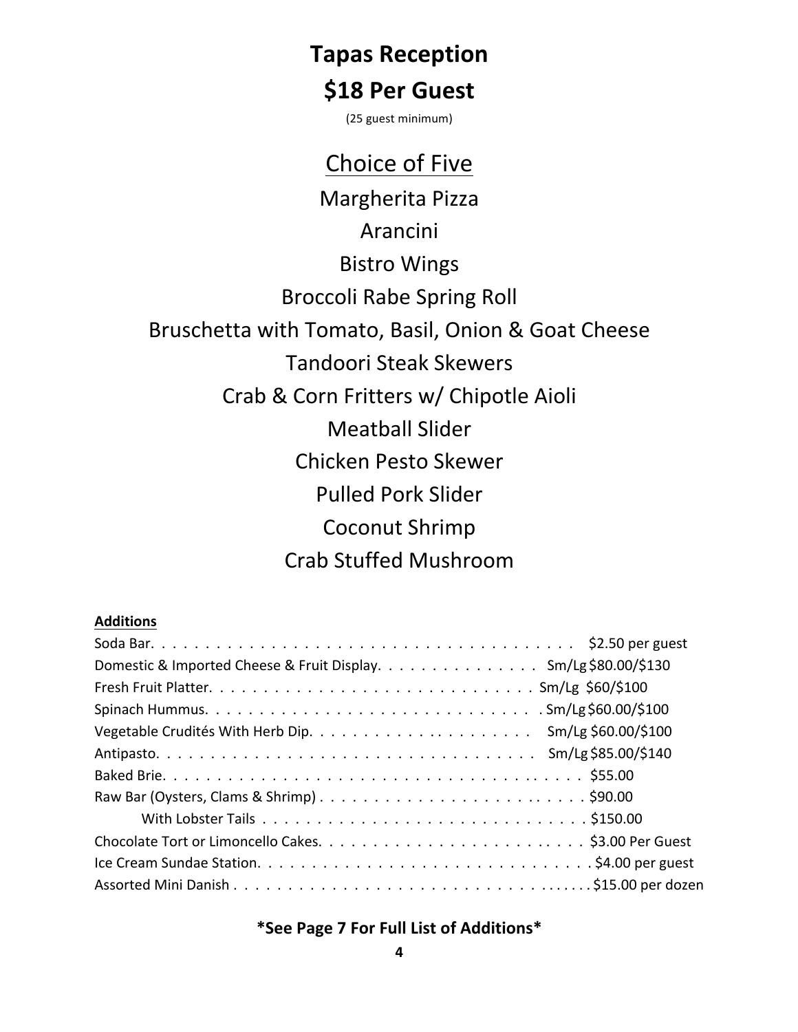# Tapas Reception

## $18 Per Guest

(25 guest minimum)

### Choice of Five

Margherita Pizza

Arancini

Bistro Wings

Broccoli Rabe Spring Roll

Bruschetta with Tomato, Basil, Onion & Goat Cheese

Tandoori Steak Skewers

Crab & Corn Fritters w/ Chipotle Aioli

Meatball Slider

Chicken Pesto Skewer

Pulled Pork Slider

Coconut Shrimp

Crab Stuffed Mushroom

**Additions**

| Item | Price |
|---|---|
| Soda Bar | $2.50 per guest |
| Domestic & Imported Cheese & Fruit Display | Sm/Lg $80.00/$130 |
| Fresh Fruit Platter | Sm/Lg $60/$100 |
| Spinach Hummus | Sm/Lg $60.00/$100 |
| Vegetable Crudités With Herb Dip | Sm/Lg $60.00/$100 |
| Antipasto | Sm/Lg $85.00/$140 |
| Baked Brie | $55.00 |
| Raw Bar (Oysters, Clams & Shrimp) | $90.00 |
| With Lobster Tails | $150.00 |
| Chocolate Tort or Limoncello Cakes | $3.00 Per Guest |
| Ice Cream Sundae Station | $4.00 per guest |
| Assorted Mini Danish | $15.00 per dozen |

**\*See Page 7 For Full List of Additions\***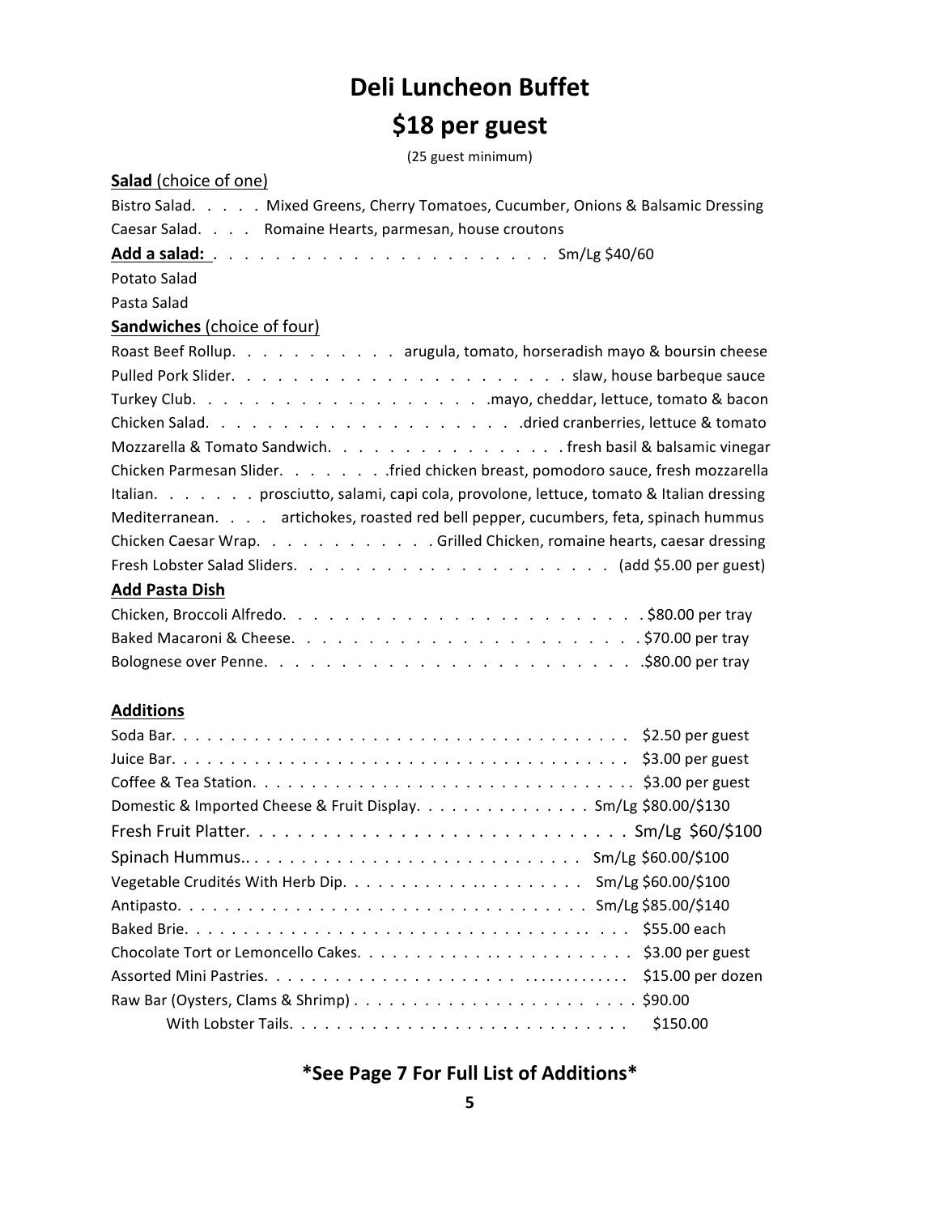# Deli Luncheon Buffet

## $18 per guest

(25 guest minimum)

**Salad** (choice of one)

Bistro Salad. . . . . Mixed Greens, Cherry Tomatoes, Cucumber, Onions & Balsamic Dressing

Caesar Salad. . . . Romaine Hearts, parmesan, house croutons

**Add a salad:** . . . . . . . . . . . . . . . . . . . . . . Sm/Lg $40/60

Potato Salad

Pasta Salad

**Sandwiches** (choice of four)

Roast Beef Rollup. . . . . . . . . . . . arugula, tomato, horseradish mayo & boursin cheese

Pulled Pork Slider. . . . . . . . . . . . . . . . . . . . . . . slaw, house barbeque sauce

Turkey Club. . . . . . . . . . . . . . . . . . . .mayo, cheddar, lettuce, tomato & bacon

Chicken Salad. . . . . . . . . . . . . . . . . . . . .dried cranberries, lettuce & tomato

Mozzarella & Tomato Sandwich. . . . . . . . . . . . . . . . fresh basil & balsamic vinegar

Chicken Parmesan Slider. . . . . . . .fried chicken breast, pomodoro sauce, fresh mozzarella

Italian. . . . . . . prosciutto, salami, capi cola, provolone, lettuce, tomato & Italian dressing

Mediterranean. . . . artichokes, roasted red bell pepper, cucumbers, feta, spinach hummus

Chicken Caesar Wrap. . . . . . . . . . . . Grilled Chicken, romaine hearts, caesar dressing

Fresh Lobster Salad Sliders. . . . . . . . . . . . . . . . . . . . . (add $5.00 per guest)

**Add Pasta Dish**

Chicken, Broccoli Alfredo. . . . . . . . . . . . . . . . . . . . . . . . $80.00 per tray

Baked Macaroni & Cheese. . . . . . . . . . . . . . . . . . . . . . . . $70.00 per tray

Bolognese over Penne. . . . . . . . . . . . . . . . . . . . . . . . .$80.00 per tray

**Additions**

Soda Bar. . . . . . . . . . . . . . . . . . . . . . . . . . . . . . . . . . . . . . . $2.50 per guest

Juice Bar. . . . . . . . . . . . . . . . . . . . . . . . . . . . . . . . . . . . . . . $3.00 per guest

Coffee & Tea Station. . . . . . . . . . . . . . . . . . . . . . . . . . . . . . . . $3.00 per guest

Domestic & Imported Cheese & Fruit Display. . . . . . . . . . . . . . . Sm/Lg $80.00/$130

Fresh Fruit Platter. . . . . . . . . . . . . . . . . . . . . . . . . . . . . Sm/Lg $60/$100

Spinach Hummus.. . . . . . . . . . . . . . . . . . . . . . . . . . . . Sm/Lg $60.00/$100

Vegetable Crudités With Herb Dip. . . . . . . . . . . . . . . . . . . . Sm/Lg $60.00/$100

Antipasto. . . . . . . . . . . . . . . . . . . . . . . . . . . . . . . . . . . Sm/Lg $85.00/$140

Baked Brie. . . . . . . . . . . . . . . . . . . . . . . . . . . . . . . . . . . . . $55.00 each

Chocolate Tort or Lemoncello Cakes. . . . . . . . . . . . . . . . . . . . . . . $3.00 per guest

Assorted Mini Pastries. . . . . . . . . . . . . . . . . . . . . . . . . . . . . . . $15.00 per dozen

Raw Bar (Oysters, Clams & Shrimp) . . . . . . . . . . . . . . . . . . . . . . . $90.00

With Lobster Tails. . . . . . . . . . . . . . . . . . . . . . . . . . . . $150.00

### *See Page 7 For Full List of Additions*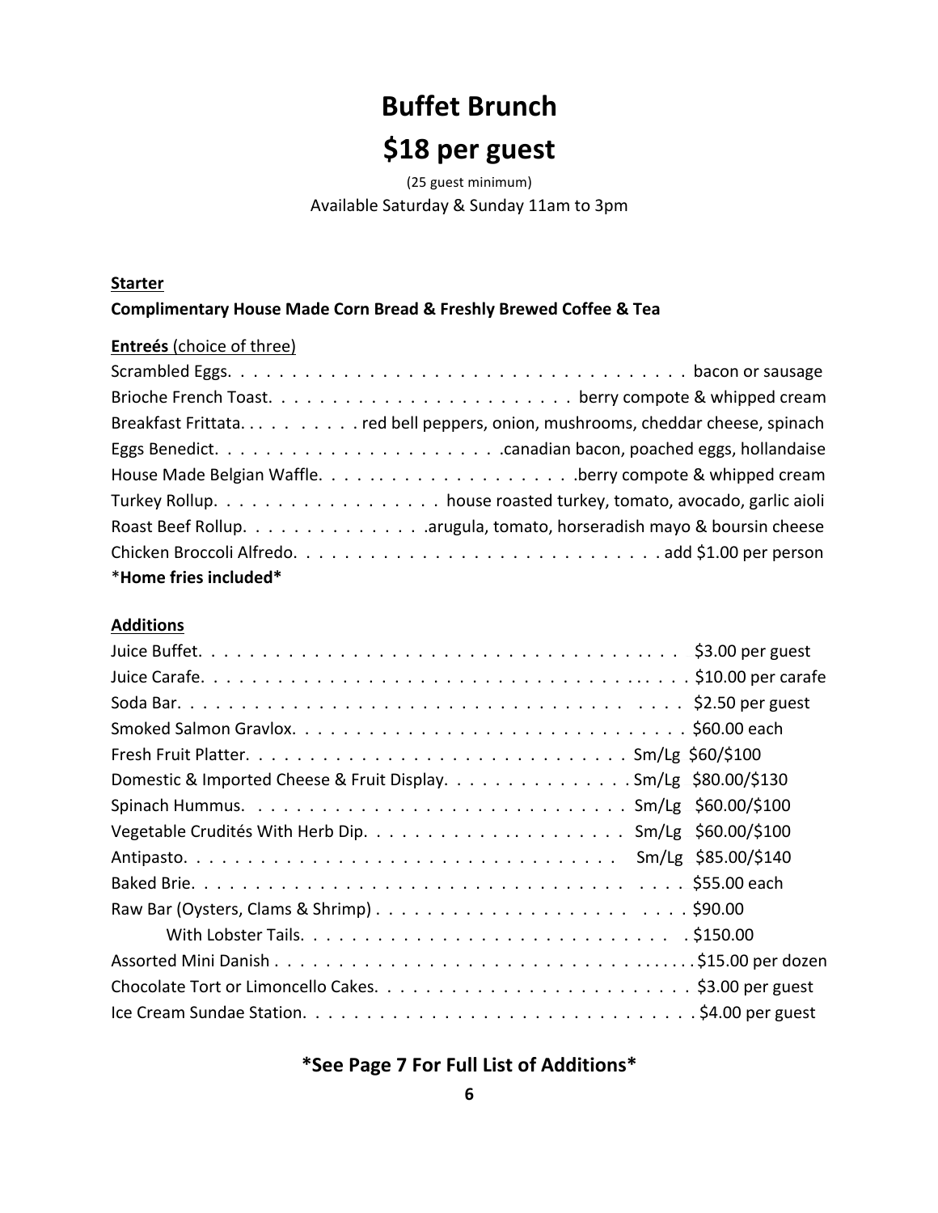# Buffet Brunch

# $18 per guest

(25 guest minimum)

Available Saturday & Sunday 11am to 3pm

**Starter**

**Complimentary House Made Corn Bread & Freshly Brewed Coffee & Tea**

**Entreés** (choice of three)

| Item | Description |
|---|---|
| Scrambled Eggs | bacon or sausage |
| Brioche French Toast | berry compote & whipped cream |
| Breakfast Frittata | red bell peppers, onion, mushrooms, cheddar cheese, spinach |
| Eggs Benedict | canadian bacon, poached eggs, hollandaise |
| House Made Belgian Waffle | berry compote & whipped cream |
| Turkey Rollup | house roasted turkey, tomato, avocado, garlic aioli |
| Roast Beef Rollup | arugula, tomato, horseradish mayo & boursin cheese |
| Chicken Broccoli Alfredo | add $1.00 per person |

*Home fries included*

**Additions**

| Item | Price |
|---|---|
| Juice Buffet | $3.00 per guest |
| Juice Carafe | $10.00 per carafe |
| Soda Bar | $2.50 per guest |
| Smoked Salmon Gravlox | $60.00 each |
| Fresh Fruit Platter | Sm/Lg $60/$100 |
| Domestic & Imported Cheese & Fruit Display | Sm/Lg $80.00/$130 |
| Spinach Hummus | Sm/Lg $60.00/$100 |
| Vegetable Crudités With Herb Dip | Sm/Lg $60.00/$100 |
| Antipasto | Sm/Lg $85.00/$140 |
| Baked Brie | $55.00 each |
| Raw Bar (Oysters, Clams & Shrimp) | $90.00 |
| With Lobster Tails | $150.00 |
| Assorted Mini Danish | $15.00 per dozen |
| Chocolate Tort or Limoncello Cakes | $3.00 per guest |
| Ice Cream Sundae Station | $4.00 per guest |

**\*See Page 7 For Full List of Additions\***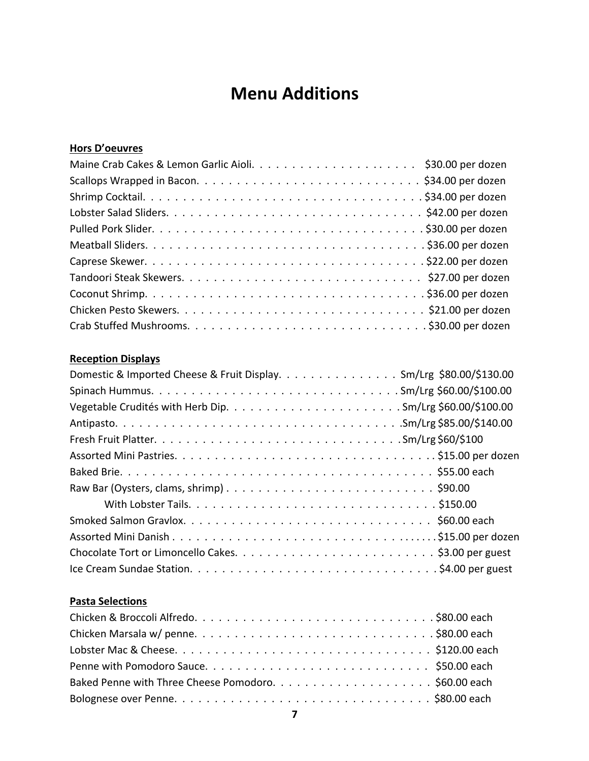# Menu Additions

**Hors D'oeuvres**

Maine Crab Cakes & Lemon Garlic Aioli. . . . . . . . . . . . . . . . . . . . $30.00 per dozen
Scallops Wrapped in Bacon. . . . . . . . . . . . . . . . . . . . . . . . . . . $34.00 per dozen
Shrimp Cocktail. . . . . . . . . . . . . . . . . . . . . . . . . . . . . . . . . . . $34.00 per dozen
Lobster Salad Sliders. . . . . . . . . . . . . . . . . . . . . . . . . . . . . . . $42.00 per dozen
Pulled Pork Slider. . . . . . . . . . . . . . . . . . . . . . . . . . . . . . . . . $30.00 per dozen
Meatball Sliders. . . . . . . . . . . . . . . . . . . . . . . . . . . . . . . . . . $36.00 per dozen
Caprese Skewer. . . . . . . . . . . . . . . . . . . . . . . . . . . . . . . . . . $22.00 per dozen
Tandoori Steak Skewers. . . . . . . . . . . . . . . . . . . . . . . . . . . . . $27.00 per dozen
Coconut Shrimp. . . . . . . . . . . . . . . . . . . . . . . . . . . . . . . . . . $36.00 per dozen
Chicken Pesto Skewers. . . . . . . . . . . . . . . . . . . . . . . . . . . . . . $21.00 per dozen
Crab Stuffed Mushrooms. . . . . . . . . . . . . . . . . . . . . . . . . . . . . $30.00 per dozen

**Reception Displays**

Domestic & Imported Cheese & Fruit Display. . . . . . . . . . . . . . . Sm/Lrg $80.00/$130.00
Spinach Hummus. . . . . . . . . . . . . . . . . . . . . . . . . . . . . . . Sm/Lrg $60.00/$100.00
Vegetable Crudités with Herb Dip. . . . . . . . . . . . . . . . . . . . . Sm/Lrg $60.00/$100.00
Antipasto. . . . . . . . . . . . . . . . . . . . . . . . . . . . . . . . . . . Sm/Lrg $85.00/$140.00
Fresh Fruit Platter. . . . . . . . . . . . . . . . . . . . . . . . . . . . . . Sm/Lrg $60/$100
Assorted Mini Pastries. . . . . . . . . . . . . . . . . . . . . . . . . . . . . . $15.00 per dozen
Baked Brie. . . . . . . . . . . . . . . . . . . . . . . . . . . . . . . . . . . . . . $55.00 each
Raw Bar (Oysters, clams, shrimp) . . . . . . . . . . . . . . . . . . . . . . . . $90.00
With Lobster Tails. . . . . . . . . . . . . . . . . . . . . . . . . . . . . . . . $150.00
Smoked Salmon Gravlox. . . . . . . . . . . . . . . . . . . . . . . . . . . . . . $60.00 each
Assorted Mini Danish . . . . . . . . . . . . . . . . . . . . . . . . . . . . . . . . $15.00 per dozen
Chocolate Tort or Limoncello Cakes. . . . . . . . . . . . . . . . . . . . . . . $3.00 per guest
Ice Cream Sundae Station. . . . . . . . . . . . . . . . . . . . . . . . . . . . . $4.00 per guest

**Pasta Selections**

Chicken & Broccoli Alfredo. . . . . . . . . . . . . . . . . . . . . . . . . . . . $80.00 each
Chicken Marsala w/ penne. . . . . . . . . . . . . . . . . . . . . . . . . . . . $80.00 each
Lobster Mac & Cheese. . . . . . . . . . . . . . . . . . . . . . . . . . . . . . . $120.00 each
Penne with Pomodoro Sauce. . . . . . . . . . . . . . . . . . . . . . . . . . . $50.00 each
Baked Penne with Three Cheese Pomodoro. . . . . . . . . . . . . . . . . . . $60.00 each
Bolognese over Penne. . . . . . . . . . . . . . . . . . . . . . . . . . . . . . . $80.00 each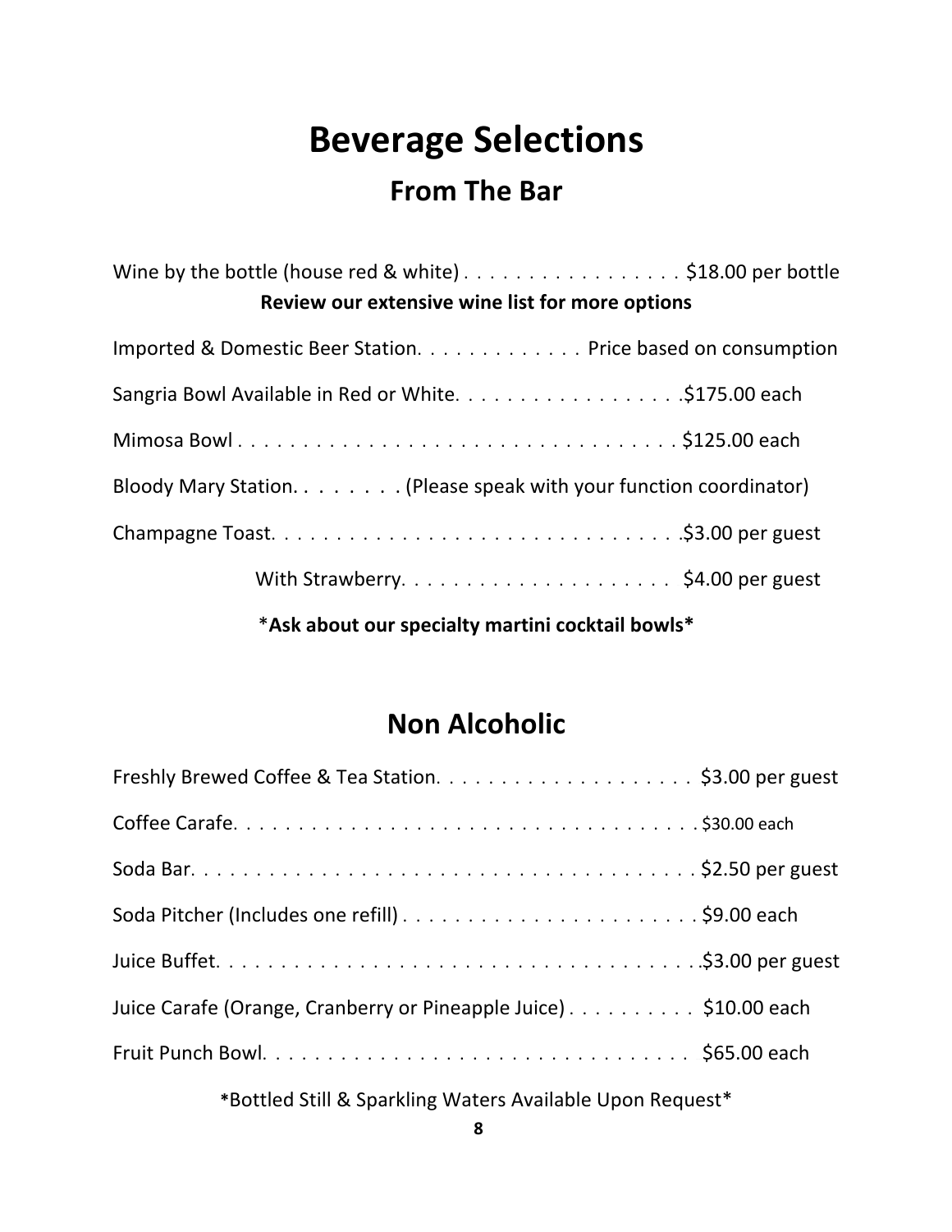# Beverage Selections

## From The Bar

Wine by the bottle (house red & white) . . . . . . . . . . . . . . . . . $18.00 per bottle

**Review our extensive wine list for more options**

Imported & Domestic Beer Station. . . . . . . . . . . . . Price based on consumption

Sangria Bowl Available in Red or White. . . . . . . . . . . . . . . . . .$175.00 each

Mimosa Bowl . . . . . . . . . . . . . . . . . . . . . . . . . . . . . . . . . $125.00 each

Bloody Mary Station. . . . . . . . (Please speak with your function coordinator)

Champagne Toast. . . . . . . . . . . . . . . . . . . . . . . . . . . . . . .$3.00 per guest

With Strawberry. . . . . . . . . . . . . . . . . . . . . $4.00 per guest

\***Ask about our specialty martini cocktail bowls**\*

## Non Alcoholic

Freshly Brewed Coffee & Tea Station. . . . . . . . . . . . . . . . . . . . $3.00 per guest

Coffee Carafe. . . . . . . . . . . . . . . . . . . . . . . . . . . . . . . . . . . . $30.00 each

Soda Bar. . . . . . . . . . . . . . . . . . . . . . . . . . . . . . . . . . . . . . . $2.50 per guest

Soda Pitcher (Includes one refill) . . . . . . . . . . . . . . . . . . . . . . . $9.00 each

Juice Buffet. . . . . . . . . . . . . . . . . . . . . . . . . . . . . . . . . . . . .$3.00 per guest

Juice Carafe (Orange, Cranberry or Pineapple Juice) . . . . . . . . . . $10.00 each

Fruit Punch Bowl. . . . . . . . . . . . . . . . . . . . . . . . . . . . . . . . $65.00 each

*Bottled Still & Sparkling Waters Available Upon Request*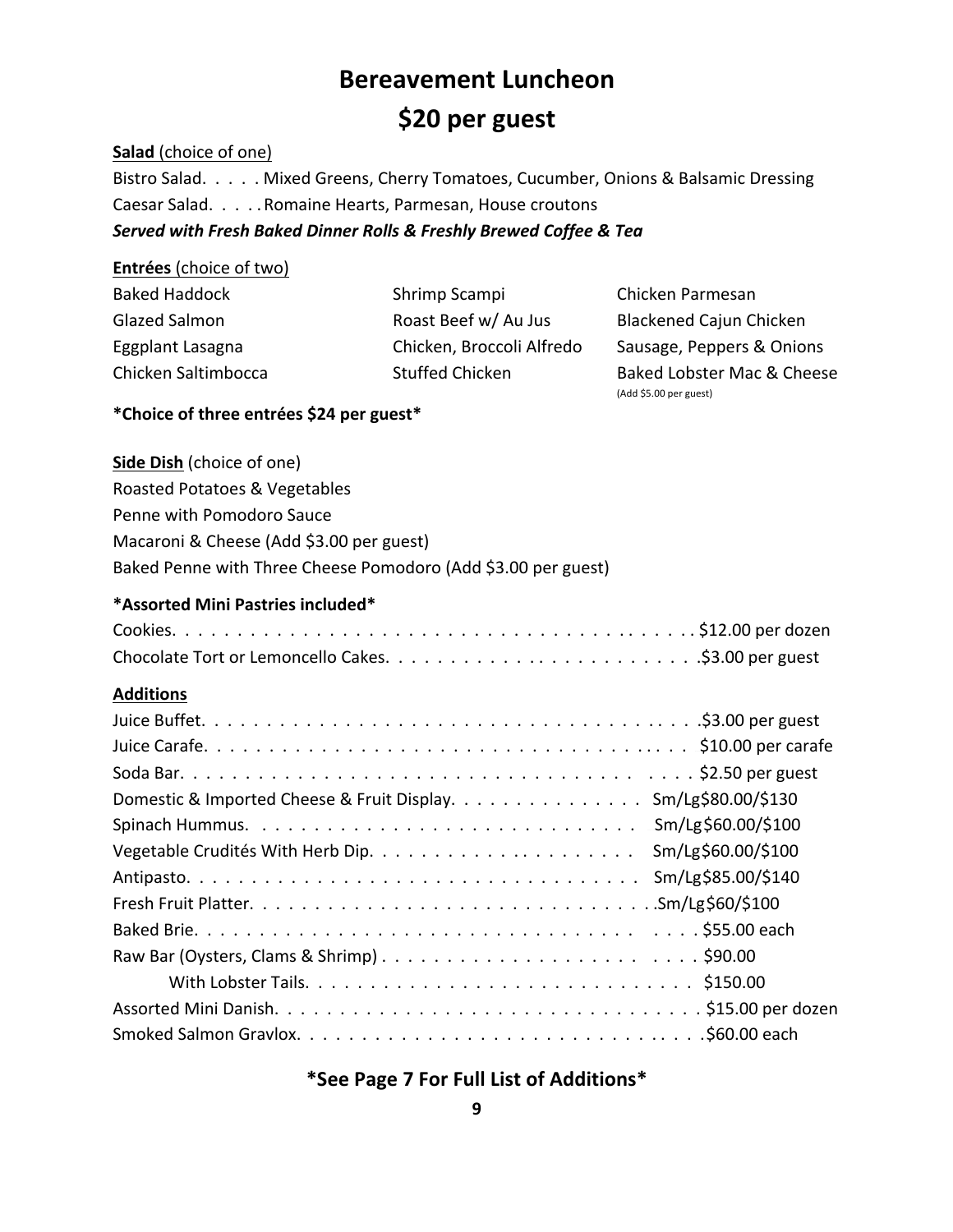# Bereavement Luncheon

## $20 per guest

**Salad** (choice of one)

Bistro Salad. . . . . Mixed Greens, Cherry Tomatoes, Cucumber, Onions & Balsamic Dressing

Caesar Salad. . . . . Romaine Hearts, Parmesan, House croutons

***Served with Fresh Baked Dinner Rolls & Freshly Brewed Coffee & Tea***

**Entrées** (choice of two)

| | | |
|---|---|---|
| Baked Haddock | Shrimp Scampi | Chicken Parmesan |
| Glazed Salmon | Roast Beef w/ Au Jus | Blackened Cajun Chicken |
| Eggplant Lasagna | Chicken, Broccoli Alfredo | Sausage, Peppers & Onions |
| Chicken Saltimbocca | Stuffed Chicken | Baked Lobster Mac & Cheese (Add $5.00 per guest) |

**\*Choice of three entrées $24 per guest\***

**Side Dish** (choice of one)

Roasted Potatoes & Vegetables

Penne with Pomodoro Sauce

Macaroni & Cheese (Add $3.00 per guest)

Baked Penne with Three Cheese Pomodoro (Add $3.00 per guest)

**\*Assorted Mini Pastries included\***

Cookies. . . . . . . . . . . . . . . . . . . . . . . . . . . . . . . . . . . . . . . . $12.00 per dozen

Chocolate Tort or Lemoncello Cakes. . . . . . . . . . . . . . . . . . . . . . . .$3.00 per guest

**Additions**

Juice Buffet. . . . . . . . . . . . . . . . . . . . . . . . . . . . . . . . . . . . . . .$3.00 per guest

Juice Carafe. . . . . . . . . . . . . . . . . . . . . . . . . . . . . . . . . . . . . . $10.00 per carafe

Soda Bar. . . . . . . . . . . . . . . . . . . . . . . . . . . . . . . . . . . . . . . $2.50 per guest

Domestic & Imported Cheese & Fruit Display. . . . . . . . . . . . . . . . Sm/Lg$80.00/$130

Spinach Hummus. . . . . . . . . . . . . . . . . . . . . . . . . . . . . . Sm/Lg$60.00/$100

Vegetable Crudités With Herb Dip. . . . . . . . . . . . . . . . . . . . . Sm/Lg$60.00/$100

Antipasto. . . . . . . . . . . . . . . . . . . . . . . . . . . . . . . . . . . Sm/Lg$85.00/$140

Fresh Fruit Platter. . . . . . . . . . . . . . . . . . . . . . . . . . . . . . .Sm/Lg$60/$100

Baked Brie. . . . . . . . . . . . . . . . . . . . . . . . . . . . . . . . . . . . $55.00 each

Raw Bar (Oysters, Clams & Shrimp) . . . . . . . . . . . . . . . . . . . . . . . . . $90.00

With Lobster Tails. . . . . . . . . . . . . . . . . . . . . . . . . . . . . . . $150.00

Assorted Mini Danish. . . . . . . . . . . . . . . . . . . . . . . . . . . . . . . . . $15.00 per dozen

Smoked Salmon Gravlox. . . . . . . . . . . . . . . . . . . . . . . . . . . . . . . .$60.00 each

### \*See Page 7 For Full List of Additions\*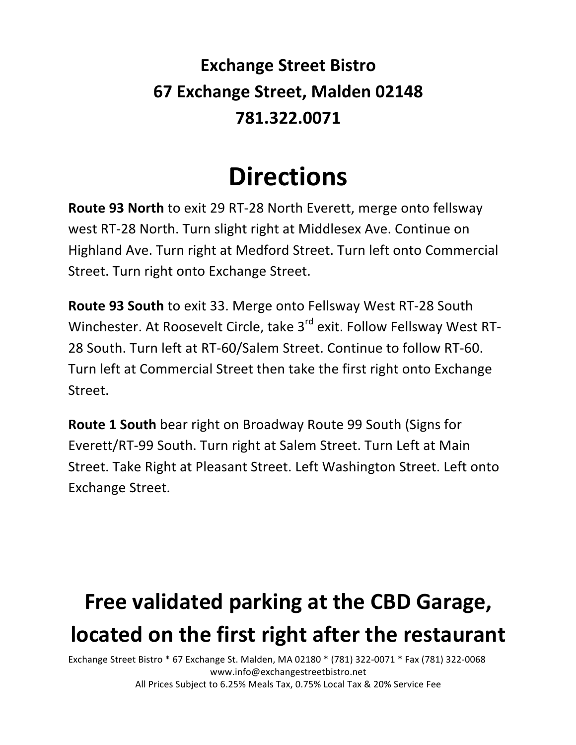**Exchange Street Bistro**
**67 Exchange Street, Malden 02148**
**781.322.0071**

# Directions

**Route 93 North** to exit 29 RT-28 North Everett, merge onto fellsway west RT-28 North. Turn slight right at Middlesex Ave. Continue on Highland Ave. Turn right at Medford Street. Turn left onto Commercial Street. Turn right onto Exchange Street.

**Route 93 South** to exit 33. Merge onto Fellsway West RT-28 South Winchester. At Roosevelt Circle, take 3rd exit. Follow Fellsway West RT-28 South. Turn left at RT-60/Salem Street. Continue to follow RT-60. Turn left at Commercial Street then take the first right onto Exchange Street.

**Route 1 South** bear right on Broadway Route 99 South (Signs for Everett/RT-99 South. Turn right at Salem Street. Turn Left at Main Street. Take Right at Pleasant Street. Left Washington Street. Left onto Exchange Street.

## Free validated parking at the CBD Garage, located on the first right after the restaurant

Exchange Street Bistro * 67 Exchange St. Malden, MA 02180 * (781) 322-0071 * Fax (781) 322-0068
www.info@exchangestreetbistro.net
All Prices Subject to 6.25% Meals Tax, 0.75% Local Tax & 20% Service Fee